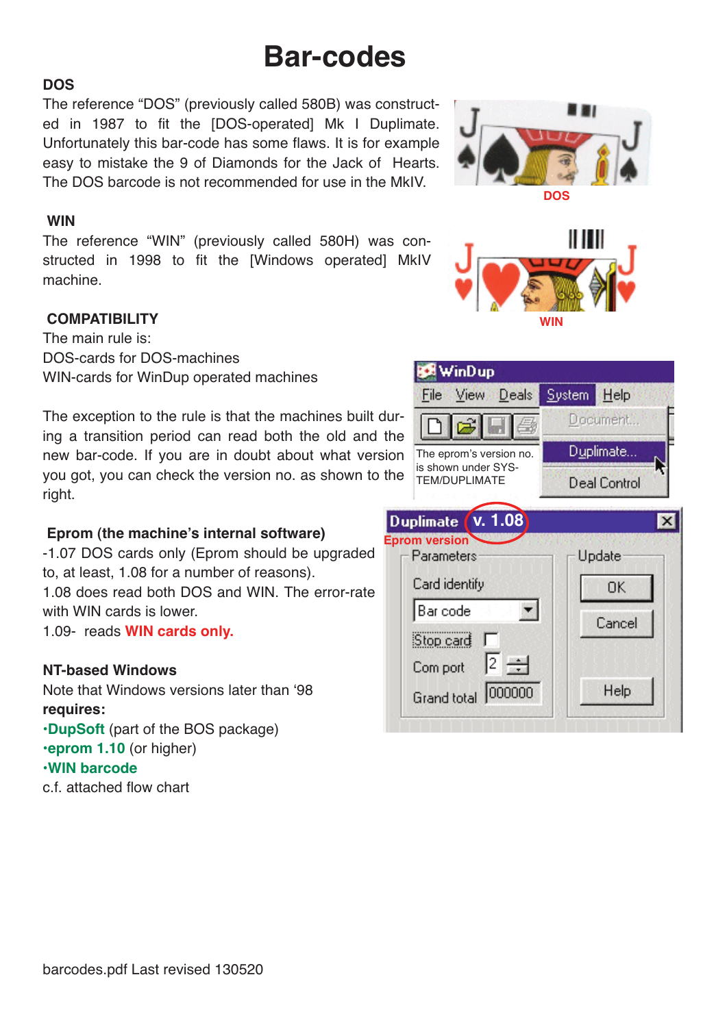# Bar-codes

### DOS

The reference "DOS" (previously called 580B) was constructed in 1987 to fit the [DOS-operated] Mk I Duplimate. Unfortunately this bar-code has some flaws. It is for example easy to mistake the 9 of Diamonds for the Jack of Hearts. The DOS barcode is not recommended for use in the MkIV.

DOS

### WIN

The reference "WIN" (previously called 580H) was constructed in 1998 to fit the [Windows operated] MkIV machine.

WIN

### COMPATIBILITY

The main rule is:
DOS-cards for DOS-machines
WIN-cards for WinDup operated machines

The exception to the rule is that the machines built during a transition period can read both the old and the new bar-code. If you are in doubt about what version you got, you can check the version no. as shown to the right.

The eprom's version no. is shown under SYSTEM/DUPLIMATE

Eprom version

### Eprom (the machine's internal software)

-1.07 DOS cards only (Eprom should be upgraded to, at least, 1.08 for a number of reasons).
1.08 does read both DOS and WIN. The error-rate with WIN cards is lower.
1.09- reads **WIN cards only.**

### NT-based Windows

Note that Windows versions later than '98 **requires:**

- **DupSoft** (part of the BOS package)
- **eprom 1.10** (or higher)
- **WIN barcode**

c.f. attached flow chart

barcodes.pdf Last revised 130520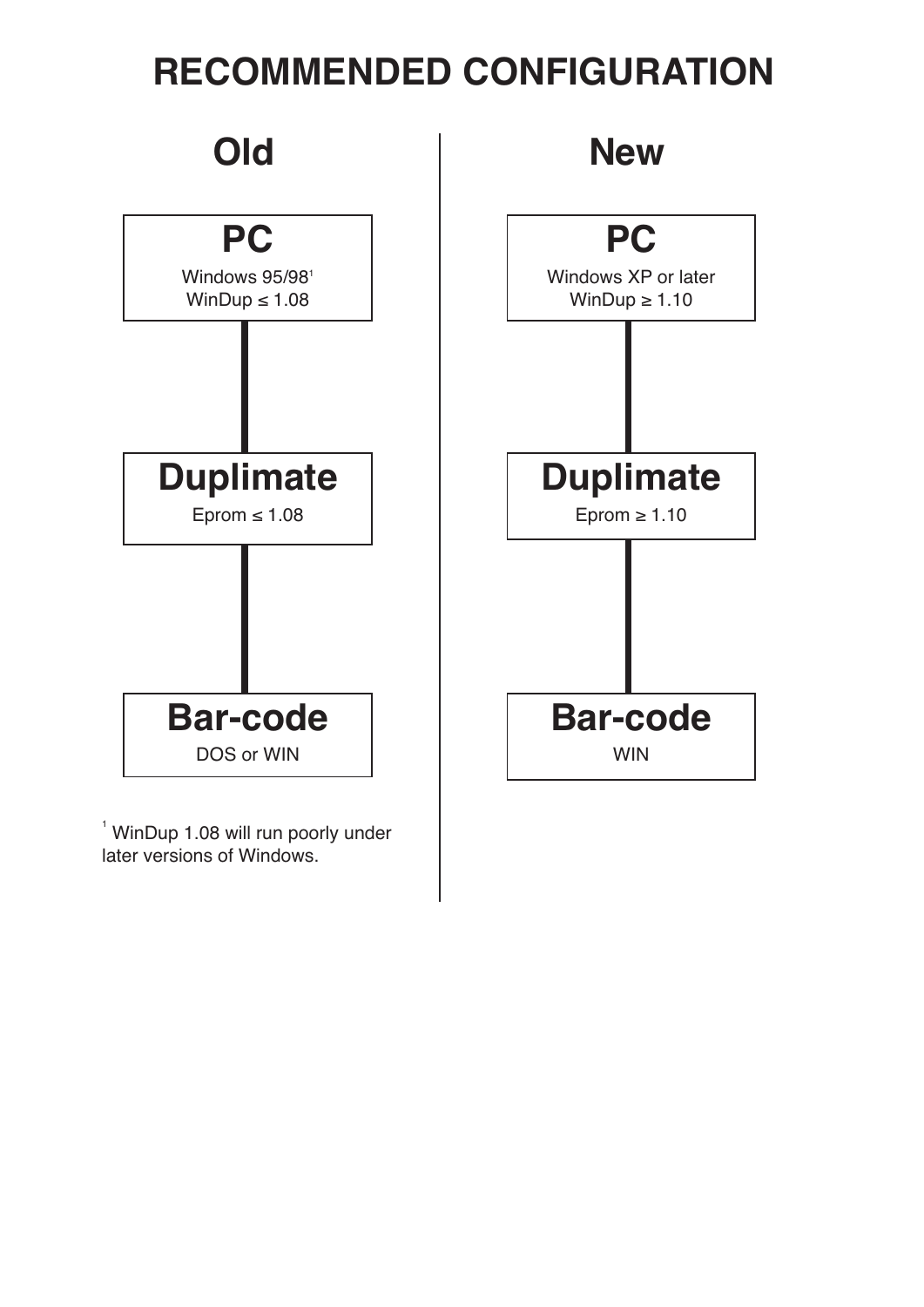# RECOMMENDED CONFIGURATION

## Old

**PC**

Windows 95/98[1]
WinDup ≤ 1.08

**Duplimate**

Eprom ≤ 1.08

**Bar-code**

DOS or WIN

[1] WinDup 1.08 will run poorly under later versions of Windows.

## New

**PC**

Windows XP or later
WinDup ≥ 1.10

**Duplimate**

Eprom ≥ 1.10

**Bar-code**

WIN